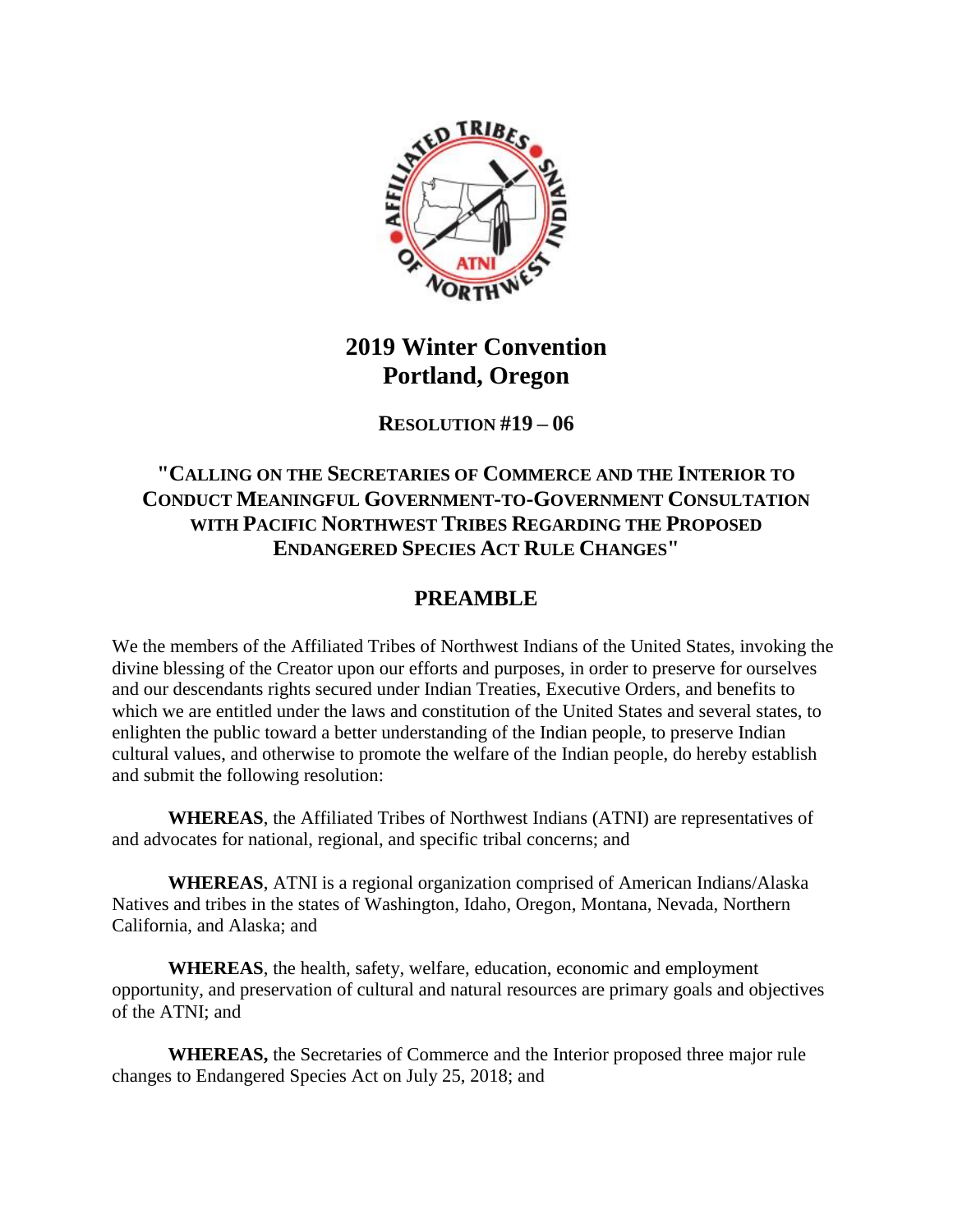# 2019 Winter Convention
# Portland, Oregon

## RESOLUTION #19 – 06

## "CALLING ON THE SECRETARIES OF COMMERCE AND THE INTERIOR TO CONDUCT MEANINGFUL GOVERNMENT-TO-GOVERNMENT CONSULTATION WITH PACIFIC NORTHWEST TRIBES REGARDING THE PROPOSED ENDANGERED SPECIES ACT RULE CHANGES"

## PREAMBLE

We the members of the Affiliated Tribes of Northwest Indians of the United States, invoking the divine blessing of the Creator upon our efforts and purposes, in order to preserve for ourselves and our descendants rights secured under Indian Treaties, Executive Orders, and benefits to which we are entitled under the laws and constitution of the United States and several states, to enlighten the public toward a better understanding of the Indian people, to preserve Indian cultural values, and otherwise to promote the welfare of the Indian people, do hereby establish and submit the following resolution:

**WHEREAS**, the Affiliated Tribes of Northwest Indians (ATNI) are representatives of and advocates for national, regional, and specific tribal concerns; and

**WHEREAS**, ATNI is a regional organization comprised of American Indians/Alaska Natives and tribes in the states of Washington, Idaho, Oregon, Montana, Nevada, Northern California, and Alaska; and

**WHEREAS**, the health, safety, welfare, education, economic and employment opportunity, and preservation of cultural and natural resources are primary goals and objectives of the ATNI; and

**WHEREAS,** the Secretaries of Commerce and the Interior proposed three major rule changes to Endangered Species Act on July 25, 2018; and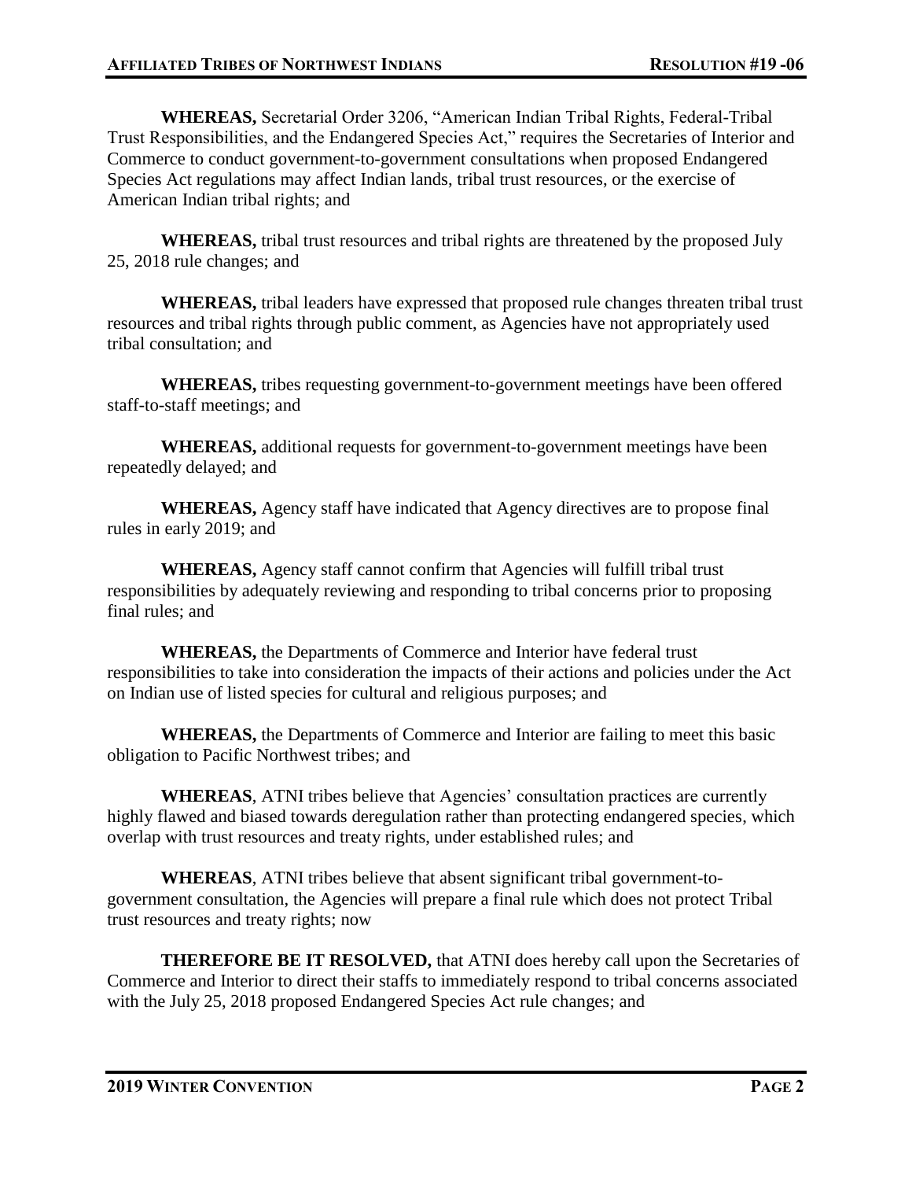**WHEREAS,** Secretarial Order 3206, "American Indian Tribal Rights, Federal-Tribal Trust Responsibilities, and the Endangered Species Act," requires the Secretaries of Interior and Commerce to conduct government-to-government consultations when proposed Endangered Species Act regulations may affect Indian lands, tribal trust resources, or the exercise of American Indian tribal rights; and

**WHEREAS,** tribal trust resources and tribal rights are threatened by the proposed July 25, 2018 rule changes; and

**WHEREAS,** tribal leaders have expressed that proposed rule changes threaten tribal trust resources and tribal rights through public comment, as Agencies have not appropriately used tribal consultation; and

**WHEREAS,** tribes requesting government-to-government meetings have been offered staff-to-staff meetings; and

**WHEREAS,** additional requests for government-to-government meetings have been repeatedly delayed; and

**WHEREAS,** Agency staff have indicated that Agency directives are to propose final rules in early 2019; and

**WHEREAS,** Agency staff cannot confirm that Agencies will fulfill tribal trust responsibilities by adequately reviewing and responding to tribal concerns prior to proposing final rules; and

**WHEREAS,** the Departments of Commerce and Interior have federal trust responsibilities to take into consideration the impacts of their actions and policies under the Act on Indian use of listed species for cultural and religious purposes; and

**WHEREAS,** the Departments of Commerce and Interior are failing to meet this basic obligation to Pacific Northwest tribes; and

**WHEREAS**, ATNI tribes believe that Agencies' consultation practices are currently highly flawed and biased towards deregulation rather than protecting endangered species, which overlap with trust resources and treaty rights, under established rules; and

**WHEREAS**, ATNI tribes believe that absent significant tribal government-to-government consultation, the Agencies will prepare a final rule which does not protect Tribal trust resources and treaty rights; now

**THEREFORE BE IT RESOLVED,** that ATNI does hereby call upon the Secretaries of Commerce and Interior to direct their staffs to immediately respond to tribal concerns associated with the July 25, 2018 proposed Endangered Species Act rule changes; and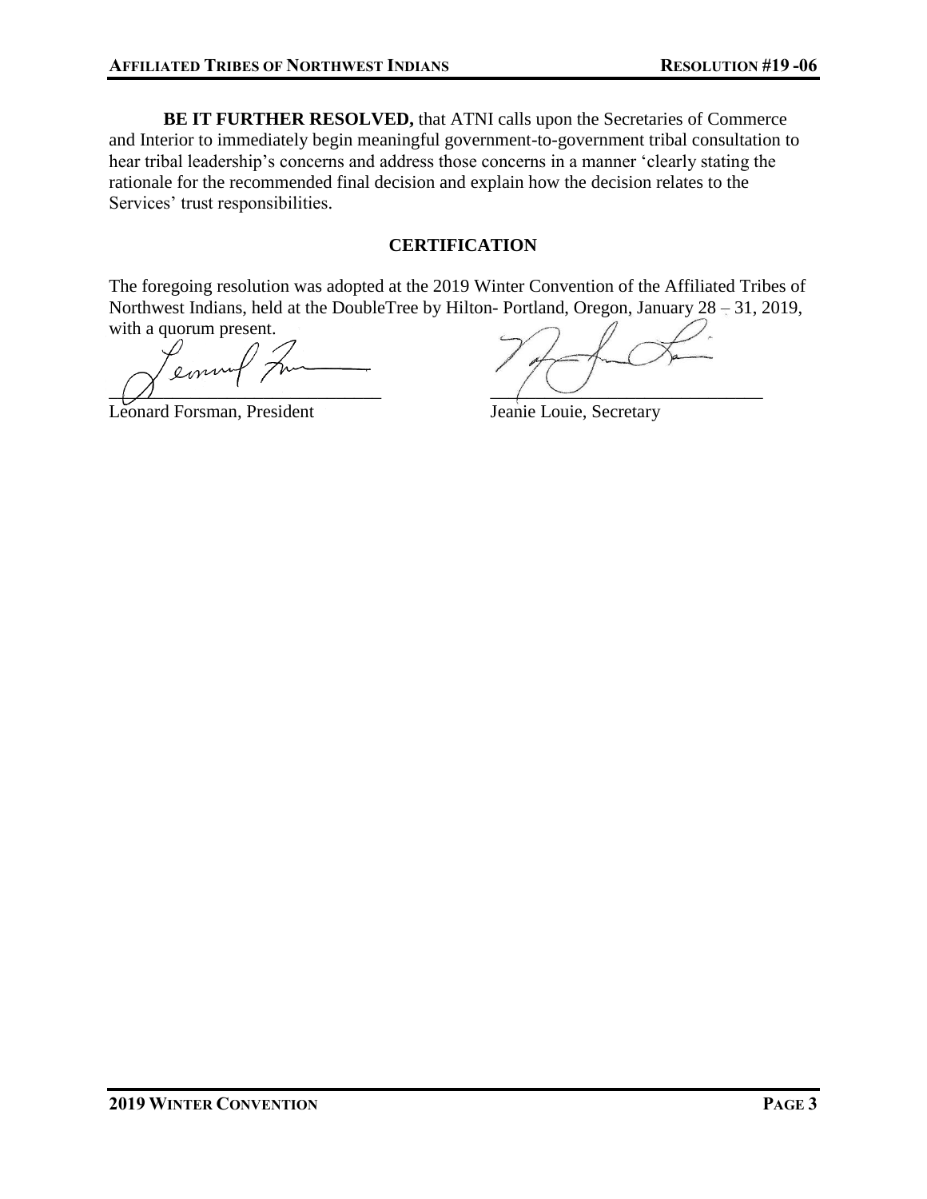**BE IT FURTHER RESOLVED,** that ATNI calls upon the Secretaries of Commerce and Interior to immediately begin meaningful government-to-government tribal consultation to hear tribal leadership's concerns and address those concerns in a manner 'clearly stating the rationale for the recommended final decision and explain how the decision relates to the Services' trust responsibilities.

## CERTIFICATION

The foregoing resolution was adopted at the 2019 Winter Convention of the Affiliated Tribes of Northwest Indians, held at the DoubleTree by Hilton- Portland, Oregon, January 28 – 31, 2019, with a quorum present.

Leonard Forsman, President

Jeanie Louie, Secretary